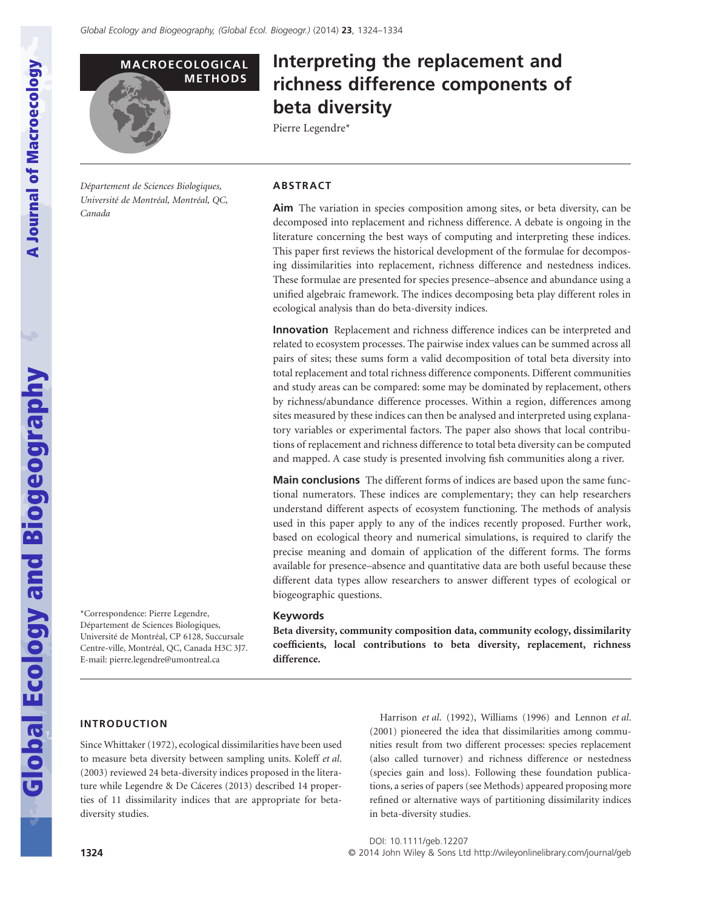MACROECOLOGICAL METHODS

# Interpreting the replacement and richness difference components of beta diversity

Pierre Legendre*

*Département de Sciences Biologiques, Université de Montréal, Montréal, QC, Canada*

## ABSTRACT

**Aim** The variation in species composition among sites, or beta diversity, can be decomposed into replacement and richness difference. A debate is ongoing in the literature concerning the best ways of computing and interpreting these indices. This paper first reviews the historical development of the formulae for decomposing dissimilarities into replacement, richness difference and nestedness indices. These formulae are presented for species presence–absence and abundance using a unified algebraic framework. The indices decomposing beta play different roles in ecological analysis than do beta-diversity indices.

**Innovation** Replacement and richness difference indices can be interpreted and related to ecosystem processes. The pairwise index values can be summed across all pairs of sites; these sums form a valid decomposition of total beta diversity into total replacement and total richness difference components. Different communities and study areas can be compared: some may be dominated by replacement, others by richness/abundance difference processes. Within a region, differences among sites measured by these indices can then be analysed and interpreted using explanatory variables or experimental factors. The paper also shows that local contributions of replacement and richness difference to total beta diversity can be computed and mapped. A case study is presented involving fish communities along a river.

**Main conclusions** The different forms of indices are based upon the same functional numerators. These indices are complementary; they can help researchers understand different aspects of ecosystem functioning. The methods of analysis used in this paper apply to any of the indices recently proposed. Further work, based on ecological theory and numerical simulations, is required to clarify the precise meaning and domain of application of the different forms. The forms available for presence–absence and quantitative data are both useful because these different data types allow researchers to answer different types of ecological or biogeographic questions.

### Keywords

**Beta diversity, community composition data, community ecology, dissimilarity coefficients, local contributions to beta diversity, replacement, richness difference.**

*Correspondence: Pierre Legendre, Département de Sciences Biologiques, Université de Montréal, CP 6128, Succursale Centre-ville, Montréal, QC, Canada H3C 3J7. E-mail: pierre.legendre@umontreal.ca

## INTRODUCTION

Since Whittaker (1972), ecological dissimilarities have been used to measure beta diversity between sampling units. Koleff *et al.* (2003) reviewed 24 beta-diversity indices proposed in the literature while Legendre & De Cáceres (2013) described 14 properties of 11 dissimilarity indices that are appropriate for beta-diversity studies.

Harrison *et al.* (1992), Williams (1996) and Lennon *et al.* (2001) pioneered the idea that dissimilarities among communities result from two different processes: species replacement (also called turnover) and richness difference or nestedness (species gain and loss). Following these foundation publications, a series of papers (see Methods) appeared proposing more refined or alternative ways of partitioning dissimilarity indices in beta-diversity studies.

DOI: 10.1111/geb.12207
© 2014 John Wiley & Sons Ltd http://wileyonlinelibrary.com/journal/geb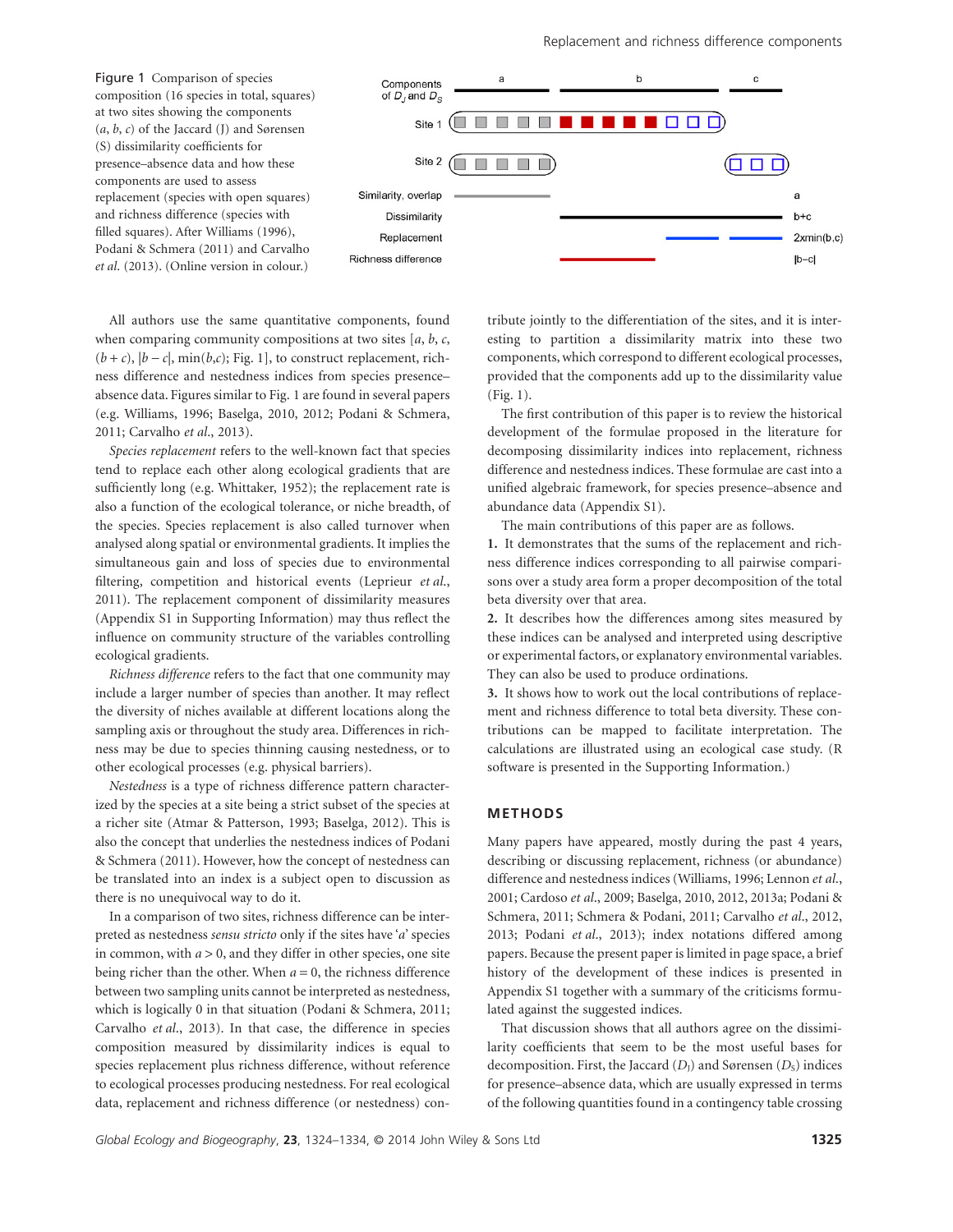Figure 1 Comparison of species composition (16 species in total, squares) at two sites showing the components ($a$, $b$, $c$) of the Jaccard (J) and Sørensen (S) dissimilarity coefficients for presence–absence data and how these components are used to assess replacement (species with open squares) and richness difference (species with filled squares). After Williams (1996), Podani & Schmera (2011) and Carvalho *et al.* (2013). (Online version in colour.)

All authors use the same quantitative components, found when comparing community compositions at two sites [$a$, $b$, $c$, $(b + c)$, $|b - c|$, $\min(b,c)$; Fig. 1], to construct replacement, richness difference and nestedness indices from species presence–absence data. Figures similar to Fig. 1 are found in several papers (e.g. Williams, 1996; Baselga, 2010, 2012; Podani & Schmera, 2011; Carvalho *et al.*, 2013).

*Species replacement* refers to the well-known fact that species tend to replace each other along ecological gradients that are sufficiently long (e.g. Whittaker, 1952); the replacement rate is also a function of the ecological tolerance, or niche breadth, of the species. Species replacement is also called turnover when analysed along spatial or environmental gradients. It implies the simultaneous gain and loss of species due to environmental filtering, competition and historical events (Leprieur *et al.*, 2011). The replacement component of dissimilarity measures (Appendix S1 in Supporting Information) may thus reflect the influence on community structure of the variables controlling ecological gradients.

*Richness difference* refers to the fact that one community may include a larger number of species than another. It may reflect the diversity of niches available at different locations along the sampling axis or throughout the study area. Differences in richness may be due to species thinning causing nestedness, or to other ecological processes (e.g. physical barriers).

*Nestedness* is a type of richness difference pattern characterized by the species at a site being a strict subset of the species at a richer site (Atmar & Patterson, 1993; Baselga, 2012). This is also the concept that underlies the nestedness indices of Podani & Schmera (2011). However, how the concept of nestedness can be translated into an index is a subject open to discussion as there is no unequivocal way to do it.

In a comparison of two sites, richness difference can be interpreted as nestedness *sensu stricto* only if the sites have '$a$' species in common, with $a > 0$, and they differ in other species, one site being richer than the other. When $a = 0$, the richness difference between two sampling units cannot be interpreted as nestedness, which is logically 0 in that situation (Podani & Schmera, 2011; Carvalho *et al.*, 2013). In that case, the difference in species composition measured by dissimilarity indices is equal to species replacement plus richness difference, without reference to ecological processes producing nestedness. For real ecological data, replacement and richness difference (or nestedness) contribute jointly to the differentiation of the sites, and it is interesting to partition a dissimilarity matrix into these two components, which correspond to different ecological processes, provided that the components add up to the dissimilarity value (Fig. 1).

The first contribution of this paper is to review the historical development of the formulae proposed in the literature for decomposing dissimilarity indices into replacement, richness difference and nestedness indices. These formulae are cast into a unified algebraic framework, for species presence–absence and abundance data (Appendix S1).

The main contributions of this paper are as follows.

**1.** It demonstrates that the sums of the replacement and richness difference indices corresponding to all pairwise comparisons over a study area form a proper decomposition of the total beta diversity over that area.

**2.** It describes how the differences among sites measured by these indices can be analysed and interpreted using descriptive or experimental factors, or explanatory environmental variables. They can also be used to produce ordinations.

**3.** It shows how to work out the local contributions of replacement and richness difference to total beta diversity. These contributions can be mapped to facilitate interpretation. The calculations are illustrated using an ecological case study. (R software is presented in the Supporting Information.)

## METHODS

Many papers have appeared, mostly during the past 4 years, describing or discussing replacement, richness (or abundance) difference and nestedness indices (Williams, 1996; Lennon *et al.*, 2001; Cardoso *et al.*, 2009; Baselga, 2010, 2012, 2013a; Podani & Schmera, 2011; Schmera & Podani, 2011; Carvalho *et al.*, 2012, 2013; Podani *et al.*, 2013); index notations differed among papers. Because the present paper is limited in page space, a brief history of the development of these indices is presented in Appendix S1 together with a summary of the criticisms formulated against the suggested indices.

That discussion shows that all authors agree on the dissimilarity coefficients that seem to be the most useful bases for decomposition. First, the Jaccard ($D_J$) and Sørensen ($D_S$) indices for presence–absence data, which are usually expressed in terms of the following quantities found in a contingency table crossing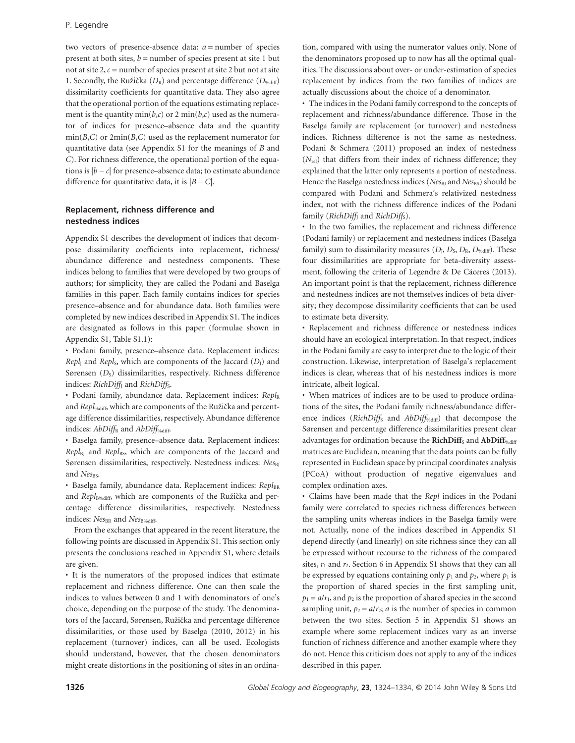two vectors of presence-absence data: $a$ = number of species present at both sites, $b$ = number of species present at site 1 but not at site 2, $c$ = number of species present at site 2 but not at site 1. Secondly, the Ružička ($D_R$) and percentage difference ($D_{\%diff}$) dissimilarity coefficients for quantitative data. They also agree that the operational portion of the equations estimating replacement is the quantity $\min(b,c)$ or $2\min(b,c)$ used as the numerator of indices for presence–absence data and the quantity $\min(B,C)$ or $2\min(B,C)$ used as the replacement numerator for quantitative data (see Appendix S1 for the meanings of $B$ and $C$). For richness difference, the operational portion of the equations is $|b - c|$ for presence–absence data; to estimate abundance difference for quantitative data, it is $|B - C|$.

### Replacement, richness difference and nestedness indices

Appendix S1 describes the development of indices that decompose dissimilarity coefficients into replacement, richness/abundance difference and nestedness components. These indices belong to families that were developed by two groups of authors; for simplicity, they are called the Podani and Baselga families in this paper. Each family contains indices for species presence–absence and for abundance data. Both families were completed by new indices described in Appendix S1. The indices are designated as follows in this paper (formulae shown in Appendix S1, Table S1.1):

- Podani family, presence–absence data. Replacement indices: $Repl_J$ and $Repl_S$, which are components of the Jaccard ($D_J$) and Sørensen ($D_S$) dissimilarities, respectively. Richness difference indices: $RichDiff_J$ and $RichDiff_S$.
- Podani family, abundance data. Replacement indices: $Repl_R$ and $Repl_{\%diff}$, which are components of the Ružička and percentage difference dissimilarities, respectively. Abundance difference indices: $AbDiff_R$ and $AbDiff_{\%diff}$.
- Baselga family, presence–absence data. Replacement indices: $Repl_{BJ}$ and $Repl_{BS}$, which are components of the Jaccard and Sørensen dissimilarities, respectively. Nestedness indices: $Nes_{BJ}$ and $Nes_{BS}$.
- Baselga family, abundance data. Replacement indices: $Repl_{BR}$ and $Repl_{B\%diff}$, which are components of the Ružička and percentage difference dissimilarities, respectively. Nestedness indices: $Nes_{BR}$ and $Nes_{B\%diff}$.

From the exchanges that appeared in the recent literature, the following points are discussed in Appendix S1. This section only presents the conclusions reached in Appendix S1, where details are given.

- It is the numerators of the proposed indices that estimate replacement and richness difference. One can then scale the indices to values between 0 and 1 with denominators of one's choice, depending on the purpose of the study. The denominators of the Jaccard, Sørensen, Ružička and percentage difference dissimilarities, or those used by Baselga (2010, 2012) in his replacement (turnover) indices, can all be used. Ecologists should understand, however, that the chosen denominators might create distortions in the positioning of sites in an ordination, compared with using the numerator values only. None of the denominators proposed up to now has all the optimal qualities. The discussions about over- or under-estimation of species replacement by indices from the two families of indices are actually discussions about the choice of a denominator.
- The indices in the Podani family correspond to the concepts of replacement and richness/abundance difference. Those in the Baselga family are replacement (or turnover) and nestedness indices. Richness difference is not the same as nestedness. Podani & Schmera (2011) proposed an index of nestedness ($N_{rel}$) that differs from their index of richness difference; they explained that the latter only represents a portion of nestedness. Hence the Baselga nestedness indices ($Nes_{BJ}$ and $Nes_{BS}$) should be compared with Podani and Schmera's relativized nestedness index, not with the richness difference indices of the Podani family ($RichDiff_J$ and $RichDiff_S$).
- In the two families, the replacement and richness difference (Podani family) or replacement and nestedness indices (Baselga family) sum to dissimilarity measures ($D_J$, $D_S$, $D_R$, $D_{\%diff}$). These four dissimilarities are appropriate for beta-diversity assessment, following the criteria of Legendre & De Cáceres (2013). An important point is that the replacement, richness difference and nestedness indices are not themselves indices of beta diversity; they decompose dissimilarity coefficients that can be used to estimate beta diversity.
- Replacement and richness difference or nestedness indices should have an ecological interpretation. In that respect, indices in the Podani family are easy to interpret due to the logic of their construction. Likewise, interpretation of Baselga's replacement indices is clear, whereas that of his nestedness indices is more intricate, albeit logical.
- When matrices of indices are to be used to produce ordinations of the sites, the Podani family richness/abundance difference indices ($RichDiff_S$ and $AbDiff_{\%diff}$) that decompose the Sørensen and percentage difference dissimilarities present clear advantages for ordination because the $\mathbf{RichDiff}_S$ and $\mathbf{AbDiff}_{\%diff}$ matrices are Euclidean, meaning that the data points can be fully represented in Euclidean space by principal coordinates analysis (PCoA) without production of negative eigenvalues and complex ordination axes.
- Claims have been made that the *Repl* indices in the Podani family were correlated to species richness differences between the sampling units whereas indices in the Baselga family were not. Actually, none of the indices described in Appendix S1 depend directly (and linearly) on site richness since they can all be expressed without recourse to the richness of the compared sites, $r_1$ and $r_2$. Section 6 in Appendix S1 shows that they can all be expressed by equations containing only $p_1$ and $p_2$, where $p_1$ is the proportion of shared species in the first sampling unit, $p_1 = a/r_1$, and $p_2$ is the proportion of shared species in the second sampling unit, $p_2 = a/r_2$; $a$ is the number of species in common between the two sites. Section 5 in Appendix S1 shows an example where some replacement indices vary as an inverse function of richness difference and another example where they do not. Hence this criticism does not apply to any of the indices described in this paper.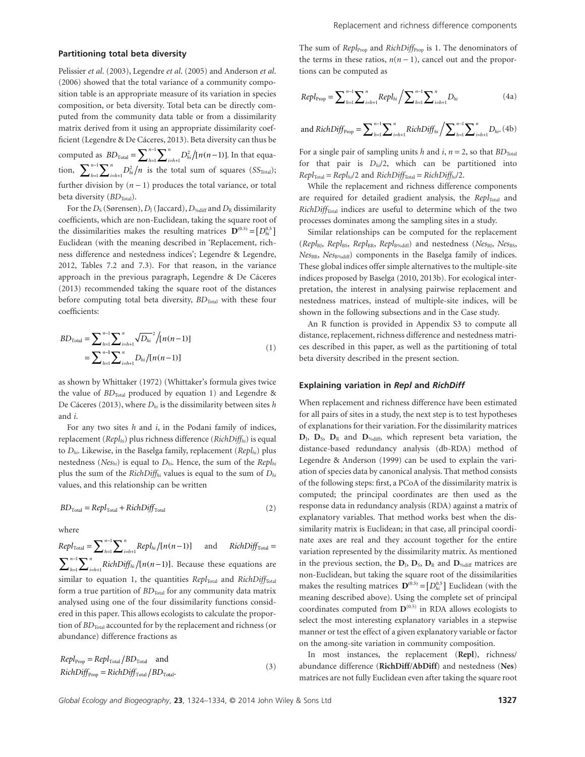### Partitioning total beta diversity

Pelissier *et al.* (2003), Legendre *et al.* (2005) and Anderson *et al.* (2006) showed that the total variance of a community composition table is an appropriate measure of its variation in species composition, or beta diversity. Total beta can be directly computed from the community data table or from a dissimilarity matrix derived from it using an appropriate dissimilarity coefficient (Legendre & De Cáceres, 2013). Beta diversity can thus be computed as $BD_{\text{Total}} = \sum_{h=1}^{n-1}\sum_{i=h+1}^{n} D_{hi}^2 / [n(n-1)]$. In that equation, $\sum_{h=1}^{n-1}\sum_{i=h+1}^{n} D_{hi}^2 / n$ is the total sum of squares ($SS_{\text{Total}}$); further division by $(n-1)$ produces the total variance, or total beta diversity ($BD_{\text{Total}}$).

For the $D_S$ (Sørensen), $D_J$ (Jaccard), $D_{\%\text{diff}}$ and $D_R$ dissimilarity coefficients, which are non-Euclidean, taking the square root of the dissimilarities makes the resulting matrices $\mathbf{D}^{(0.5)} = [D_{hi}^{0.5}]$ Euclidean (with the meaning described in 'Replacement, richness difference and nestedness indices'; Legendre & Legendre, 2012, Tables 7.2 and 7.3). For that reason, in the variance approach in the previous paragraph, Legendre & De Cáceres (2013) recommended taking the square root of the distances before computing total beta diversity, $BD_{\text{Total}}$ with these four coefficients:

$$
\begin{aligned}
BD_{\text{Total}} &= \sum_{h=1}^{n-1}\sum_{i=h+1}^{n} \sqrt{D_{hi}}^{\,2} / [n(n-1)] \\
&= \sum_{h=1}^{n-1}\sum_{i=h+1}^{n} D_{hi} / [n(n-1)]
\end{aligned}
\tag{1}
$$

as shown by Whittaker (1972) (Whittaker's formula gives twice the value of $BD_{\text{Total}}$ produced by equation 1) and Legendre & De Cáceres (2013), where $D_{hi}$ is the dissimilarity between sites $h$ and $i$.

For any two sites $h$ and $i$, in the Podani family of indices, replacement ($Repl_{hi}$) plus richness difference ($RichDiff_{hi}$) is equal to $D_{hi}$. Likewise, in the Baselga family, replacement ($Repl_{hi}$) plus nestedness ($Nes_{hi}$) is equal to $D_{hi}$. Hence, the sum of the $Repl_{hi}$ plus the sum of the $RichDiff_{hi}$ values is equal to the sum of $D_{hi}$ values, and this relationship can be written

$$
BD_{\text{Total}} = Repl_{\text{Total}} + RichDiff_{\text{Total}} \tag{2}
$$

where

$Repl_{\text{Total}} = \sum_{h=1}^{n-1}\sum_{i=h+1}^{n} Repl_{hi} / [n(n-1)]$ and $RichDiff_{\text{Total}} = \sum_{h=1}^{n-1}\sum_{i=h+1}^{n} RichDiff_{hi} / [n(n-1)]$. Because these equations are similar to equation 1, the quantities $Repl_{\text{Total}}$ and $RichDiff_{\text{Total}}$ form a true partition of $BD_{\text{Total}}$ for any community data matrix analysed using one of the four dissimilarity functions considered in this paper. This allows ecologists to calculate the proportion of $BD_{\text{Total}}$ accounted for by the replacement and richness (or abundance) difference fractions as

$$
\begin{aligned}
&Repl_{\text{Prop}} = Repl_{\text{Total}} / BD_{\text{Total}} \quad \text{and} \\
&RichDiff_{\text{Prop}} = RichDiff_{\text{Total}} / BD_{\text{Total}}.
\end{aligned}
\tag{3}
$$

The sum of $Repl_{\text{Prop}}$ and $RichDiff_{\text{Prop}}$ is 1. The denominators of the terms in these ratios, $n(n-1)$, cancel out and the proportions can be computed as

$$
Repl_{\text{Prop}} = \sum_{h=1}^{n-1}\sum_{i=h+1}^{n} Repl_{hi} \Big/ \sum_{h=1}^{n-1}\sum_{i=h+1}^{n} D_{hi} \tag{4a}
$$

$$
\text{and } RichDiff_{\text{Prop}} = \sum_{h=1}^{n-1}\sum_{i=h+1}^{n} RichDiff_{hi} \Big/ \sum_{h=1}^{n-1}\sum_{i=h+1}^{n} D_{hi}. \tag{4b}
$$

For a single pair of sampling units $h$ and $i$, $n = 2$, so that $BD_{\text{Total}}$ for that pair is $D_{hi}/2$, which can be partitioned into $Repl_{\text{Total}} = Repl_{hi}/2$ and $RichDiff_{\text{Total}} = RichDiff_{hi}/2$.

While the replacement and richness difference components are required for detailed gradient analysis, the $Repl_{\text{Total}}$ and $RichDiff_{\text{Total}}$ indices are useful to determine which of the two processes dominates among the sampling sites in a study.

Similar relationships can be computed for the replacement ($Repl_{BJ}$, $Repl_{BS}$, $Repl_{BR}$, $Repl_{B\%\text{diff}}$) and nestedness ($Nes_{BJ}$, $Nes_{BS}$, $Nes_{BR}$, $Nes_{B\%\text{diff}}$) components in the Baselga family of indices. These global indices offer simple alternatives to the multiple-site indices proposed by Baselga (2010, 2013b). For ecological interpretation, the interest in analysing pairwise replacement and nestedness matrices, instead of multiple-site indices, will be shown in the following subsections and in the Case study.

An R function is provided in Appendix S3 to compute all distance, replacement, richness difference and nestedness matrices described in this paper, as well as the partitioning of total beta diversity described in the present section.

### Explaining variation in *Repl* and *RichDiff*

When replacement and richness difference have been estimated for all pairs of sites in a study, the next step is to test hypotheses of explanations for their variation. For the dissimilarity matrices $\mathbf{D}_J$, $\mathbf{D}_S$, $\mathbf{D}_R$ and $\mathbf{D}_{\%\text{diff}}$, which represent beta variation, the distance-based redundancy analysis (db-RDA) method of Legendre & Anderson (1999) can be used to explain the variation of species data by canonical analysis. That method consists of the following steps: first, a PCoA of the dissimilarity matrix is computed; the principal coordinates are then used as the response data in redundancy analysis (RDA) against a matrix of explanatory variables. That method works best when the dissimilarity matrix is Euclidean; in that case, all principal coordinate axes are real and they account together for the entire variation represented by the dissimilarity matrix. As mentioned in the previous section, the $\mathbf{D}_J$, $\mathbf{D}_S$, $\mathbf{D}_R$ and $\mathbf{D}_{\%\text{diff}}$ matrices are non-Euclidean, but taking the square root of the dissimilarities makes the resulting matrices $\mathbf{D}^{(0.5)} = [D_{hi}^{0.5}]$ Euclidean (with the meaning described above). Using the complete set of principal coordinates computed from $\mathbf{D}^{(0.5)}$ in RDA allows ecologists to select the most interesting explanatory variables in a stepwise manner or test the effect of a given explanatory variable or factor on the among-site variation in community composition.

In most instances, the replacement (**Repl**), richness/abundance difference (**RichDiff**/**AbDiff**) and nestedness (**Nes**) matrices are not fully Euclidean even after taking the square root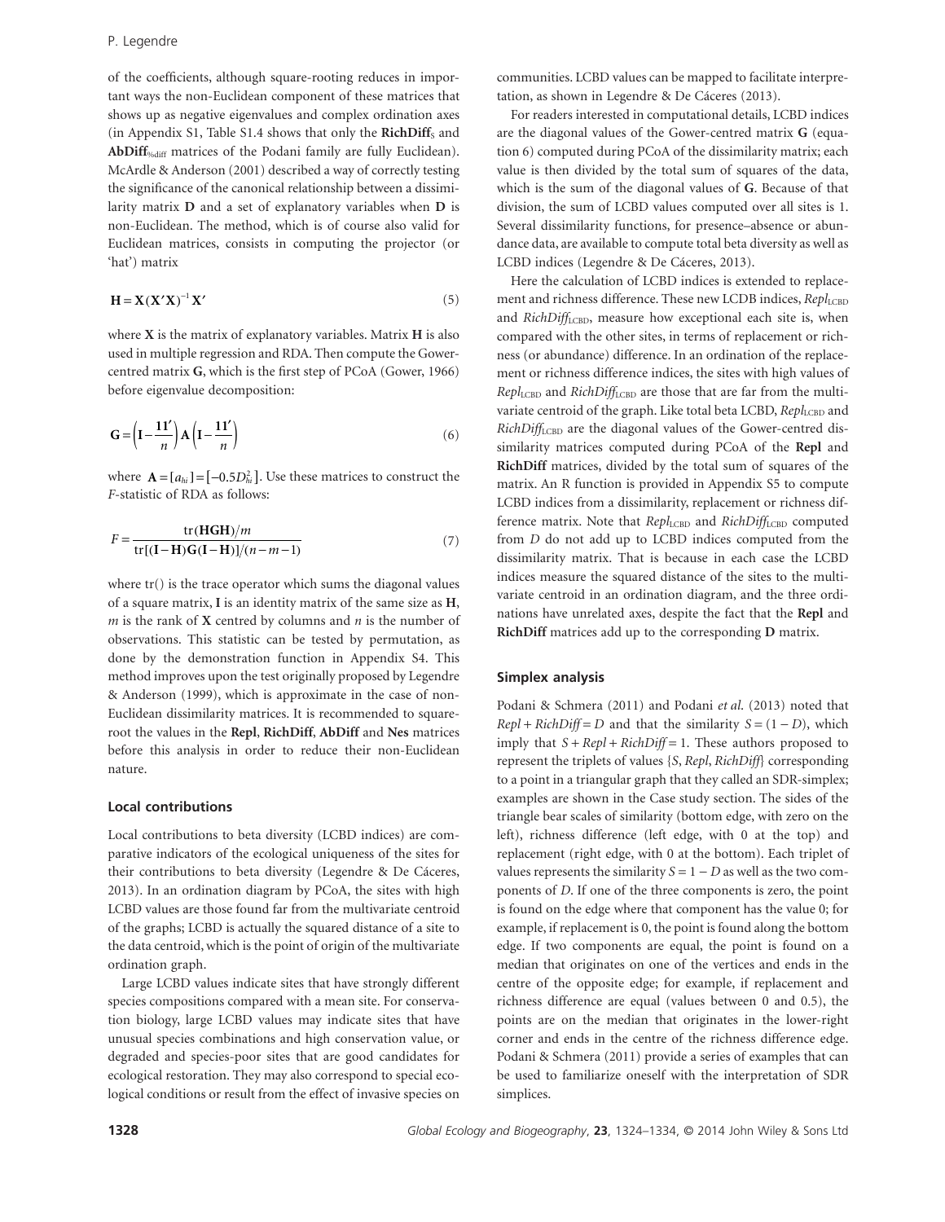of the coefficients, although square-rooting reduces in important ways the non-Euclidean component of these matrices that shows up as negative eigenvalues and complex ordination axes (in Appendix S1, Table S1.4 shows that only the $\mathbf{RichDiff}_S$ and $\mathbf{AbDiff}_{\%diff}$ matrices of the Podani family are fully Euclidean). McArdle & Anderson (2001) described a way of correctly testing the significance of the canonical relationship between a dissimilarity matrix **D** and a set of explanatory variables when **D** is non-Euclidean. The method, which is of course also valid for Euclidean matrices, consists in computing the projector (or 'hat') matrix

$$\mathbf{H} = \mathbf{X}(\mathbf{X}'\mathbf{X})^{-1}\mathbf{X}' \tag{5}$$

where **X** is the matrix of explanatory variables. Matrix **H** is also used in multiple regression and RDA. Then compute the Gower-centred matrix **G**, which is the first step of PCoA (Gower, 1966) before eigenvalue decomposition:

$$\mathbf{G} = \left(\mathbf{I} - \frac{\mathbf{1}\mathbf{1}'}{n}\right)\mathbf{A}\left(\mathbf{I} - \frac{\mathbf{1}\mathbf{1}'}{n}\right) \tag{6}$$

where $\mathbf{A} = [a_{hi}] = [-0.5D_{hi}^2]$. Use these matrices to construct the *F*-statistic of RDA as follows:

$$F = \frac{\mathrm{tr}(\mathbf{HGH})/m}{\mathrm{tr}[(\mathbf{I}-\mathbf{H})\mathbf{G}(\mathbf{I}-\mathbf{H})]/(n-m-1)} \tag{7}$$

where tr() is the trace operator which sums the diagonal values of a square matrix, **I** is an identity matrix of the same size as **H**, $m$ is the rank of **X** centred by columns and $n$ is the number of observations. This statistic can be tested by permutation, as done by the demonstration function in Appendix S4. This method improves upon the test originally proposed by Legendre & Anderson (1999), which is approximate in the case of non-Euclidean dissimilarity matrices. It is recommended to square-root the values in the **Repl**, **RichDiff**, **AbDiff** and **Nes** matrices before this analysis in order to reduce their non-Euclidean nature.

### Local contributions

Local contributions to beta diversity (LCBD indices) are comparative indicators of the ecological uniqueness of the sites for their contributions to beta diversity (Legendre & De Cáceres, 2013). In an ordination diagram by PCoA, the sites with high LCBD values are those found far from the multivariate centroid of the graphs; LCBD is actually the squared distance of a site to the data centroid, which is the point of origin of the multivariate ordination graph.

Large LCBD values indicate sites that have strongly different species compositions compared with a mean site. For conservation biology, large LCBD values may indicate sites that have unusual species combinations and high conservation value, or degraded and species-poor sites that are good candidates for ecological restoration. They may also correspond to special ecological conditions or result from the effect of invasive species on communities. LCBD values can be mapped to facilitate interpretation, as shown in Legendre & De Cáceres (2013).

For readers interested in computational details, LCBD indices are the diagonal values of the Gower-centred matrix **G** (equation 6) computed during PCoA of the dissimilarity matrix; each value is then divided by the total sum of squares of the data, which is the sum of the diagonal values of **G**. Because of that division, the sum of LCBD values computed over all sites is 1. Several dissimilarity functions, for presence–absence or abundance data, are available to compute total beta diversity as well as LCBD indices (Legendre & De Cáceres, 2013).

Here the calculation of LCBD indices is extended to replacement and richness difference. These new LCDB indices, $Repl_{LCBD}$ and $RichDiff_{LCBD}$, measure how exceptional each site is, when compared with the other sites, in terms of replacement or richness (or abundance) difference. In an ordination of the replacement or richness difference indices, the sites with high values of $Repl_{LCBD}$ and $RichDiff_{LCBD}$ are those that are far from the multivariate centroid of the graph. Like total beta LCBD, $Repl_{LCBD}$ and $RichDiff_{LCBD}$ are the diagonal values of the Gower-centred dissimilarity matrices computed during PCoA of the **Repl** and **RichDiff** matrices, divided by the total sum of squares of the matrix. An R function is provided in Appendix S5 to compute LCBD indices from a dissimilarity, replacement or richness difference matrix. Note that $Repl_{LCBD}$ and $RichDiff_{LCBD}$ computed from $D$ do not add up to LCBD indices computed from the dissimilarity matrix. That is because in each case the LCBD indices measure the squared distance of the sites to the multivariate centroid in an ordination diagram, and the three ordinations have unrelated axes, despite the fact that the **Repl** and **RichDiff** matrices add up to the corresponding **D** matrix.

### Simplex analysis

Podani & Schmera (2011) and Podani *et al.* (2013) noted that $Repl + RichDiff = D$ and that the similarity $S = (1 - D)$, which imply that $S + Repl + RichDiff = 1$. These authors proposed to represent the triplets of values $\{S, Repl, RichDiff\}$ corresponding to a point in a triangular graph that they called an SDR-simplex; examples are shown in the Case study section. The sides of the triangle bear scales of similarity (bottom edge, with zero on the left), richness difference (left edge, with 0 at the top) and replacement (right edge, with 0 at the bottom). Each triplet of values represents the similarity $S = 1 - D$ as well as the two components of $D$. If one of the three components is zero, the point is found on the edge where that component has the value 0; for example, if replacement is 0, the point is found along the bottom edge. If two components are equal, the point is found on a median that originates on one of the vertices and ends in the centre of the opposite edge; for example, if replacement and richness difference are equal (values between 0 and 0.5), the points are on the median that originates in the lower-right corner and ends in the centre of the richness difference edge. Podani & Schmera (2011) provide a series of examples that can be used to familiarize oneself with the interpretation of SDR simplices.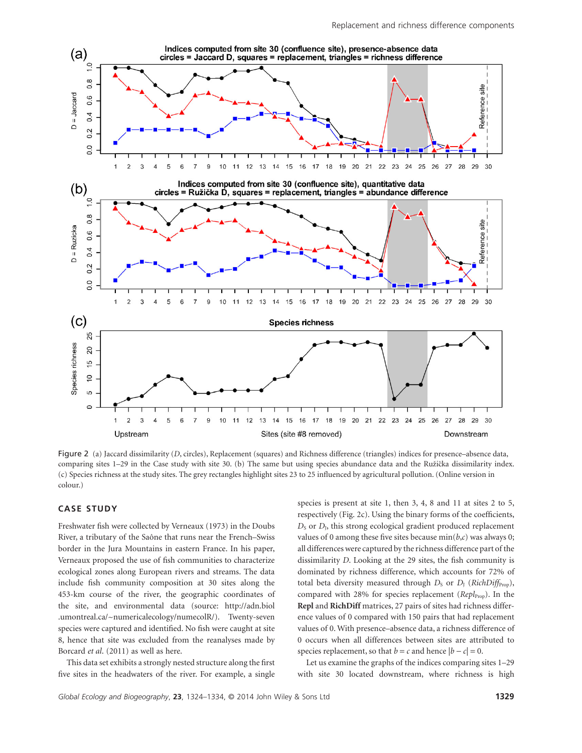Figure 2 (a) Jaccard dissimilarity (*D*, circles), Replacement (squares) and Richness difference (triangles) indices for presence–absence data, comparing sites 1–29 in the Case study with site 30. (b) The same but using species abundance data and the Ružička dissimilarity index. (c) Species richness at the study sites. The grey rectangles highlight sites 23 to 25 influenced by agricultural pollution. (Online version in colour.)

## CASE STUDY

Freshwater fish were collected by Verneaux (1973) in the Doubs River, a tributary of the Saône that runs near the French–Swiss border in the Jura Mountains in eastern France. In his paper, Verneaux proposed the use of fish communities to characterize ecological zones along European rivers and streams. The data include fish community composition at 30 sites along the 453-km course of the river, the geographic coordinates of the site, and environmental data (source: http://adn.biol.umontreal.ca/~numericalecology/numecolR/). Twenty-seven species were captured and identified. No fish were caught at site 8, hence that site was excluded from the reanalyses made by Borcard *et al.* (2011) as well as here.

This data set exhibits a strongly nested structure along the first five sites in the headwaters of the river. For example, a single species is present at site 1, then 3, 4, 8 and 11 at sites 2 to 5, respectively (Fig. 2c). Using the binary forms of the coefficients, $D_S$ or $D_J$, this strong ecological gradient produced replacement values of 0 among these five sites because $\min(b,c)$ was always 0; all differences were captured by the richness difference part of the dissimilarity *D*. Looking at the 29 sites, the fish community is dominated by richness difference, which accounts for 72% of total beta diversity measured through $D_S$ or $D_J$ ($RichDiff_{Prop}$), compared with 28% for species replacement ($Repl_{Prop}$). In the **Repl** and **RichDiff** matrices, 27 pairs of sites had richness difference values of 0 compared with 150 pairs that had replacement values of 0. With presence–absence data, a richness difference of 0 occurs when all differences between sites are attributed to species replacement, so that $b = c$ and hence $|b - c| = 0$.

Let us examine the graphs of the indices comparing sites 1–29 with site 30 located downstream, where richness is high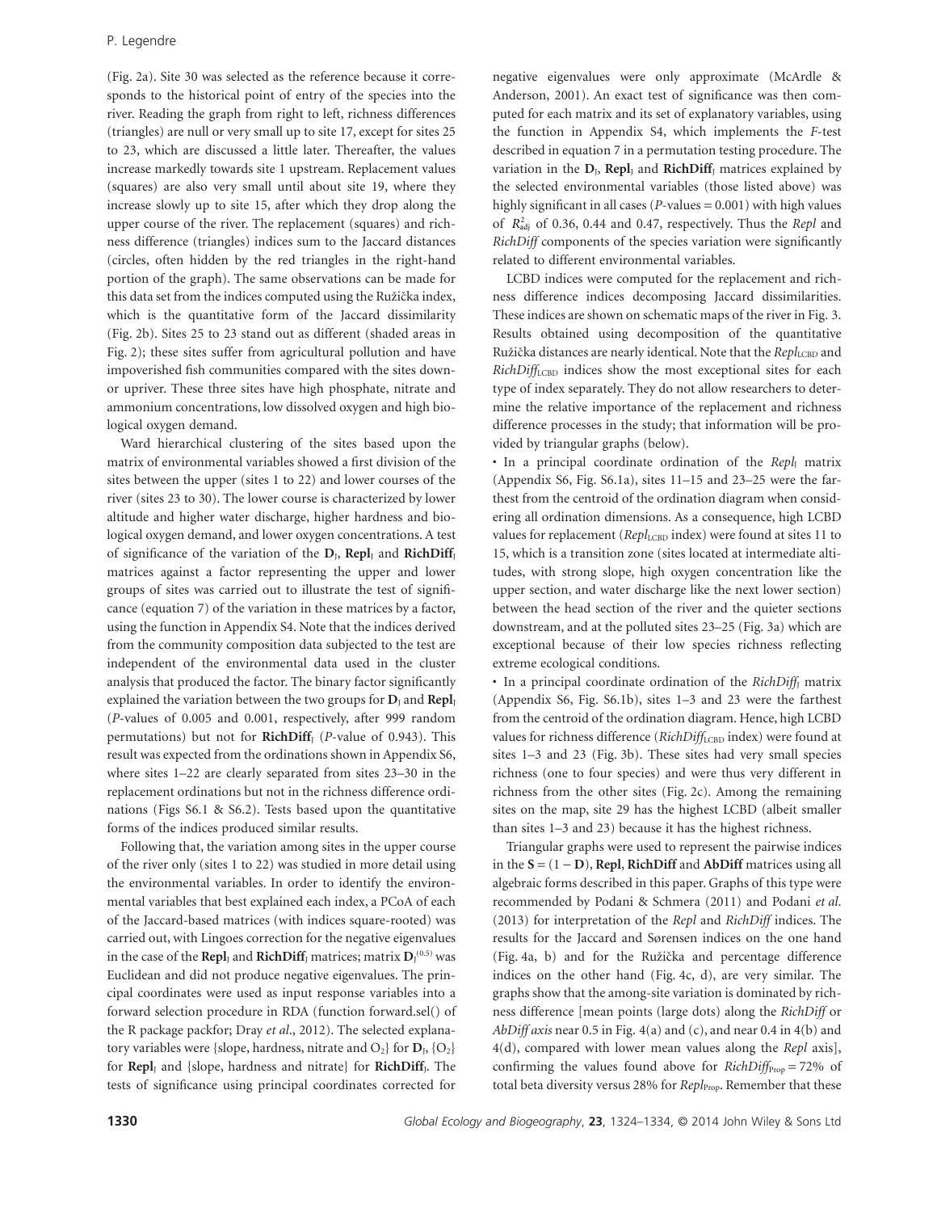(Fig. 2a). Site 30 was selected as the reference because it corresponds to the historical point of entry of the species into the river. Reading the graph from right to left, richness differences (triangles) are null or very small up to site 17, except for sites 25 to 23, which are discussed a little later. Thereafter, the values increase markedly towards site 1 upstream. Replacement values (squares) are also very small until about site 19, where they increase slowly up to site 15, after which they drop along the upper course of the river. The replacement (squares) and richness difference (triangles) indices sum to the Jaccard distances (circles, often hidden by the red triangles in the right-hand portion of the graph). The same observations can be made for this data set from the indices computed using the Ružička index, which is the quantitative form of the Jaccard dissimilarity (Fig. 2b). Sites 25 to 23 stand out as different (shaded areas in Fig. 2); these sites suffer from agricultural pollution and have impoverished fish communities compared with the sites down- or upriver. These three sites have high phosphate, nitrate and ammonium concentrations, low dissolved oxygen and high biological oxygen demand.

Ward hierarchical clustering of the sites based upon the matrix of environmental variables showed a first division of the sites between the upper (sites 1 to 22) and lower courses of the river (sites 23 to 30). The lower course is characterized by lower altitude and higher water discharge, higher hardness and biological oxygen demand, and lower oxygen concentrations. A test of significance of the variation of the $\mathbf{D}_J$, $\mathbf{Repl}_J$ and $\mathbf{RichDiff}_J$ matrices against a factor representing the upper and lower groups of sites was carried out to illustrate the test of significance (equation 7) of the variation in these matrices by a factor, using the function in Appendix S4. Note that the indices derived from the community composition data subjected to the test are independent of the environmental data used in the cluster analysis that produced the factor. The binary factor significantly explained the variation between the two groups for $\mathbf{D}_J$ and $\mathbf{Repl}_J$ (*P*-values of 0.005 and 0.001, respectively, after 999 random permutations) but not for $\mathbf{RichDiff}_J$ (*P*-value of 0.943). This result was expected from the ordinations shown in Appendix S6, where sites 1–22 are clearly separated from sites 23–30 in the replacement ordinations but not in the richness difference ordinations (Figs S6.1 & S6.2). Tests based upon the quantitative forms of the indices produced similar results.

Following that, the variation among sites in the upper course of the river only (sites 1 to 22) was studied in more detail using the environmental variables. In order to identify the environmental variables that best explained each index, a PCoA of each of the Jaccard-based matrices (with indices square-rooted) was carried out, with Lingoes correction for the negative eigenvalues in the case of the $\mathbf{Repl}_J$ and $\mathbf{RichDiff}_J$ matrices; matrix $\mathbf{D}_J^{(0.5)}$ was Euclidean and did not produce negative eigenvalues. The principal coordinates were used as input response variables into a forward selection procedure in RDA (function forward.sel() of the R package packfor; Dray *et al*., 2012). The selected explanatory variables were {slope, hardness, nitrate and $O_2$} for $\mathbf{D}_J$, {$O_2$} for $\mathbf{Repl}_J$ and {slope, hardness and nitrate} for $\mathbf{RichDiff}_J$. The tests of significance using principal coordinates corrected for negative eigenvalues were only approximate (McArdle & Anderson, 2001). An exact test of significance was then computed for each matrix and its set of explanatory variables, using the function in Appendix S4, which implements the *F*-test described in equation 7 in a permutation testing procedure. The variation in the $\mathbf{D}_J$, $\mathbf{Repl}_J$ and $\mathbf{RichDiff}_J$ matrices explained by the selected environmental variables (those listed above) was highly significant in all cases (*P*-values = 0.001) with high values of $R^2_{adj}$ of 0.36, 0.44 and 0.47, respectively. Thus the *Repl* and *RichDiff* components of the species variation were significantly related to different environmental variables.

LCBD indices were computed for the replacement and richness difference indices decomposing Jaccard dissimilarities. These indices are shown on schematic maps of the river in Fig. 3. Results obtained using decomposition of the quantitative Ružička distances are nearly identical. Note that the $Repl_{LCBD}$ and $RichDiff_{LCBD}$ indices show the most exceptional sites for each type of index separately. They do not allow researchers to determine the relative importance of the replacement and richness difference processes in the study; that information will be provided by triangular graphs (below).

- In a principal coordinate ordination of the $Repl_J$ matrix (Appendix S6, Fig. S6.1a), sites 11–15 and 23–25 were the farthest from the centroid of the ordination diagram when considering all ordination dimensions. As a consequence, high LCBD values for replacement ($Repl_{LCBD}$ index) were found at sites 11 to 15, which is a transition zone (sites located at intermediate altitudes, with strong slope, high oxygen concentration like the upper section, and water discharge like the next lower section) between the head section of the river and the quieter sections downstream, and at the polluted sites 23–25 (Fig. 3a) which are exceptional because of their low species richness reflecting extreme ecological conditions.
- In a principal coordinate ordination of the $RichDiff_J$ matrix (Appendix S6, Fig. S6.1b), sites 1–3 and 23 were the farthest from the centroid of the ordination diagram. Hence, high LCBD values for richness difference ($RichDiff_{LCBD}$ index) were found at sites 1–3 and 23 (Fig. 3b). These sites had very small species richness (one to four species) and were thus very different in richness from the other sites (Fig. 2c). Among the remaining sites on the map, site 29 has the highest LCBD (albeit smaller than sites 1–3 and 23) because it has the highest richness.

Triangular graphs were used to represent the pairwise indices in the $\mathbf{S} = (1 - \mathbf{D})$, $\mathbf{Repl}$, $\mathbf{RichDiff}$ and $\mathbf{AbDiff}$ matrices using all algebraic forms described in this paper. Graphs of this type were recommended by Podani & Schmera (2011) and Podani *et al*. (2013) for interpretation of the *Repl* and *RichDiff* indices. The results for the Jaccard and Sørensen indices on the one hand (Fig. 4a, b) and for the Ružička and percentage difference indices on the other hand (Fig. 4c, d), are very similar. The graphs show that the among-site variation is dominated by richness difference [mean points (large dots) along the *RichDiff* or *AbDiff axis* near 0.5 in Fig. 4(a) and (c), and near 0.4 in 4(b) and 4(d), compared with lower mean values along the *Repl* axis], confirming the values found above for $RichDiff_{Prop} = 72\%$ of total beta diversity versus 28% for $Repl_{Prop}$. Remember that these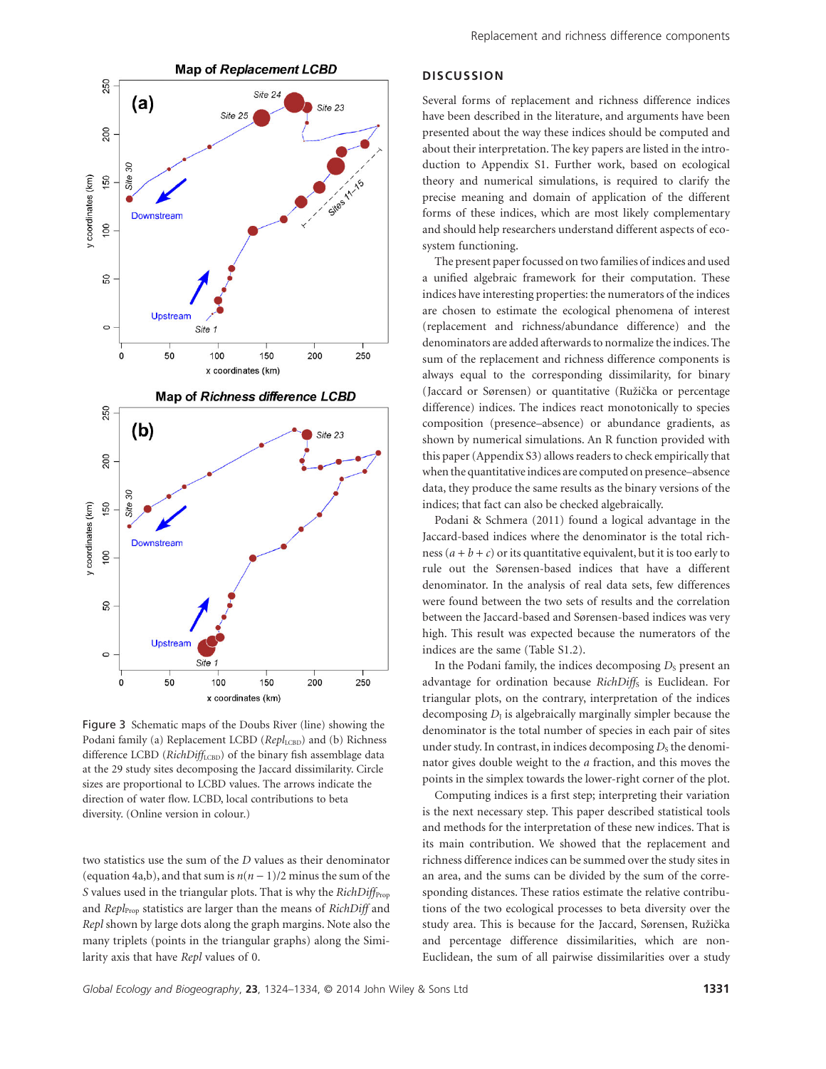Map of *Replacement LCBD*

(a)

Site 24

Site 25

Site 23

Site 30

Sites 11–15

Downstream

Upstream

Site 1

y coordinates (km)

x coordinates (km)

0 50 100 150 200 250

Map of *Richness difference LCBD*

(b)

Site 23

Site 30

Downstream

Upstream

Site 1

y coordinates (km)

x coordinates (km)

0 50 100 150 200 250

Figure 3 Schematic maps of the Doubs River (line) showing the Podani family (a) Replacement LCBD ($Repl_{LCBD}$) and (b) Richness difference LCBD ($RichDiff_{LCBD}$) of the binary fish assemblage data at the 29 study sites decomposing the Jaccard dissimilarity. Circle sizes are proportional to LCBD values. The arrows indicate the direction of water flow. LCBD, local contributions to beta diversity. (Online version in colour.)

two statistics use the sum of the *D* values as their denominator (equation 4a,b), and that sum is $n(n-1)/2$ minus the sum of the *S* values used in the triangular plots. That is why the $RichDiff_{Prop}$ and $Repl_{Prop}$ statistics are larger than the means of *RichDiff* and *Repl* shown by large dots along the graph margins. Note also the many triplets (points in the triangular graphs) along the Similarity axis that have *Repl* values of 0.

## DISCUSSION

Several forms of replacement and richness difference indices have been described in the literature, and arguments have been presented about the way these indices should be computed and about their interpretation. The key papers are listed in the introduction to Appendix S1. Further work, based on ecological theory and numerical simulations, is required to clarify the precise meaning and domain of application of the different forms of these indices, which are most likely complementary and should help researchers understand different aspects of ecosystem functioning.

The present paper focussed on two families of indices and used a unified algebraic framework for their computation. These indices have interesting properties: the numerators of the indices are chosen to estimate the ecological phenomena of interest (replacement and richness/abundance difference) and the denominators are added afterwards to normalize the indices. The sum of the replacement and richness difference components is always equal to the corresponding dissimilarity, for binary (Jaccard or Sørensen) or quantitative (Ružička or percentage difference) indices. The indices react monotonically to species composition (presence–absence) or abundance gradients, as shown by numerical simulations. An R function provided with this paper (Appendix S3) allows readers to check empirically that when the quantitative indices are computed on presence–absence data, they produce the same results as the binary versions of the indices; that fact can also be checked algebraically.

Podani & Schmera (2011) found a logical advantage in the Jaccard-based indices where the denominator is the total richness ($a + b + c$) or its quantitative equivalent, but it is too early to rule out the Sørensen-based indices that have a different denominator. In the analysis of real data sets, few differences were found between the two sets of results and the correlation between the Jaccard-based and Sørensen-based indices was very high. This result was expected because the numerators of the indices are the same (Table S1.2).

In the Podani family, the indices decomposing $D_S$ present an advantage for ordination because $RichDiff_S$ is Euclidean. For triangular plots, on the contrary, interpretation of the indices decomposing $D_J$ is algebraically marginally simpler because the denominator is the total number of species in each pair of sites under study. In contrast, in indices decomposing $D_S$ the denominator gives double weight to the *a* fraction, and this moves the points in the simplex towards the lower-right corner of the plot.

Computing indices is a first step; interpreting their variation is the next necessary step. This paper described statistical tools and methods for the interpretation of these new indices. That is its main contribution. We showed that the replacement and richness difference indices can be summed over the study sites in an area, and the sums can be divided by the sum of the corresponding distances. These ratios estimate the relative contributions of the two ecological processes to beta diversity over the study area. This is because for the Jaccard, Sørensen, Ružička and percentage difference dissimilarities, which are non-Euclidean, the sum of all pairwise dissimilarities over a study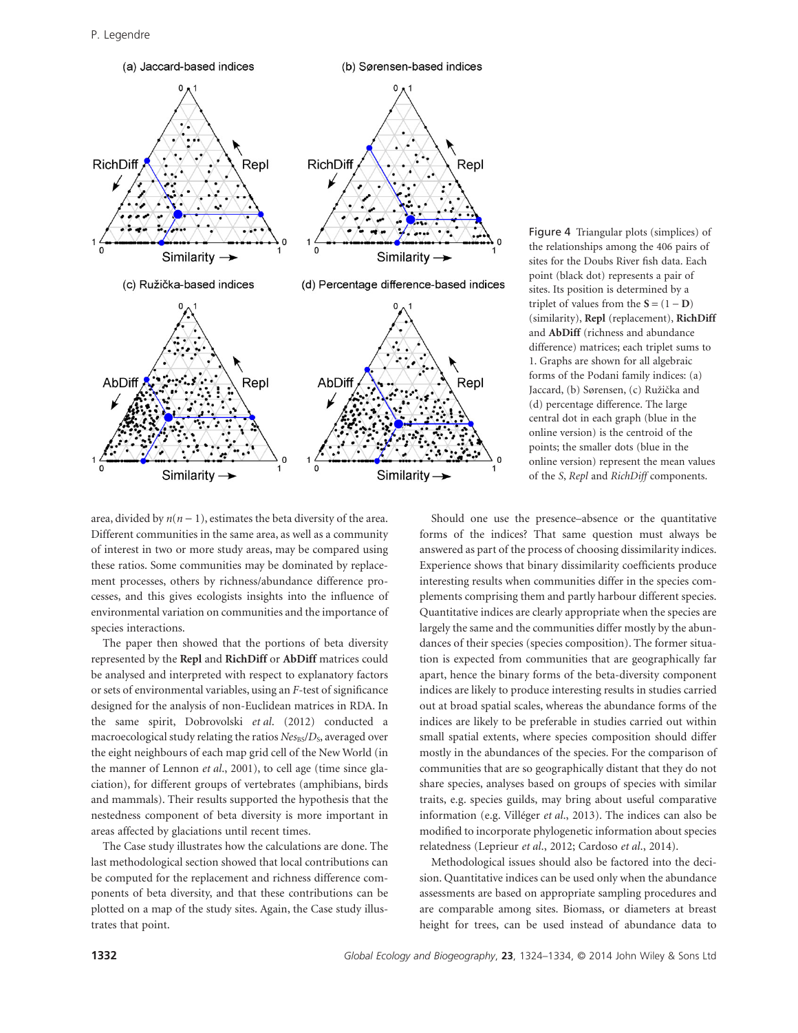Figure 4 Triangular plots (simplices) of the relationships among the 406 pairs of sites for the Doubs River fish data. Each point (black dot) represents a pair of sites. Its position is determined by a triplet of values from the $\mathbf{S} = (1 - \mathbf{D})$ (similarity), **Repl** (replacement), **RichDiff** and **AbDiff** (richness and abundance difference) matrices; each triplet sums to 1. Graphs are shown for all algebraic forms of the Podani family indices: (a) Jaccard, (b) Sørensen, (c) Ružička and (d) percentage difference. The large central dot in each graph (blue in the online version) is the centroid of the points; the smaller dots (blue in the online version) represent the mean values of the *S*, *Repl* and *RichDiff* components.

area, divided by $n(n - 1)$, estimates the beta diversity of the area. Different communities in the same area, as well as a community of interest in two or more study areas, may be compared using these ratios. Some communities may be dominated by replacement processes, others by richness/abundance difference processes, and this gives ecologists insights into the influence of environmental variation on communities and the importance of species interactions.

The paper then showed that the portions of beta diversity represented by the **Repl** and **RichDiff** or **AbDiff** matrices could be analysed and interpreted with respect to explanatory factors or sets of environmental variables, using an *F*-test of significance designed for the analysis of non-Euclidean matrices in RDA. In the same spirit, Dobrovolski *et al.* (2012) conducted a macroecological study relating the ratios $Nes_{BS}/D_S$, averaged over the eight neighbours of each map grid cell of the New World (in the manner of Lennon *et al.*, 2001), to cell age (time since glaciation), for different groups of vertebrates (amphibians, birds and mammals). Their results supported the hypothesis that the nestedness component of beta diversity is more important in areas affected by glaciations until recent times.

The Case study illustrates how the calculations are done. The last methodological section showed that local contributions can be computed for the replacement and richness difference components of beta diversity, and that these contributions can be plotted on a map of the study sites. Again, the Case study illustrates that point.

Should one use the presence–absence or the quantitative forms of the indices? That same question must always be answered as part of the process of choosing dissimilarity indices. Experience shows that binary dissimilarity coefficients produce interesting results when communities differ in the species complements comprising them and partly harbour different species. Quantitative indices are clearly appropriate when the species are largely the same and the communities differ mostly by the abundances of their species (species composition). The former situation is expected from communities that are geographically far apart, hence the binary forms of the beta-diversity component indices are likely to produce interesting results in studies carried out at broad spatial scales, whereas the abundance forms of the indices are likely to be preferable in studies carried out within small spatial extents, where species composition should differ mostly in the abundances of the species. For the comparison of communities that are so geographically distant that they do not share species, analyses based on groups of species with similar traits, e.g. species guilds, may bring about useful comparative information (e.g. Villéger *et al.*, 2013). The indices can also be modified to incorporate phylogenetic information about species relatedness (Leprieur *et al.*, 2012; Cardoso *et al.*, 2014).

Methodological issues should also be factored into the decision. Quantitative indices can be used only when the abundance assessments are based on appropriate sampling procedures and are comparable among sites. Biomass, or diameters at breast height for trees, can be used instead of abundance data to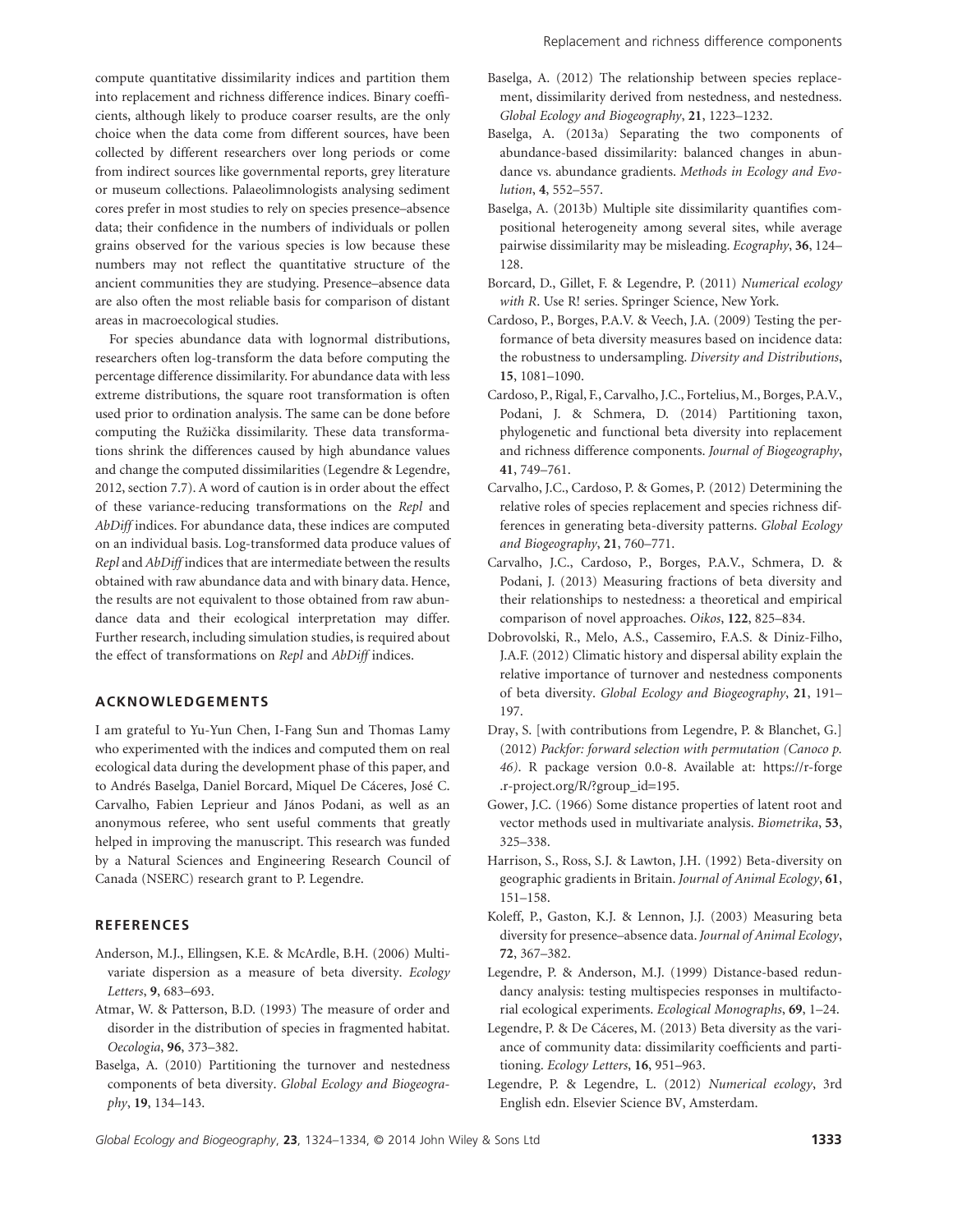compute quantitative dissimilarity indices and partition them into replacement and richness difference indices. Binary coefficients, although likely to produce coarser results, are the only choice when the data come from different sources, have been collected by different researchers over long periods or come from indirect sources like governmental reports, grey literature or museum collections. Palaeolimnologists analysing sediment cores prefer in most studies to rely on species presence–absence data; their confidence in the numbers of individuals or pollen grains observed for the various species is low because these numbers may not reflect the quantitative structure of the ancient communities they are studying. Presence–absence data are also often the most reliable basis for comparison of distant areas in macroecological studies.

For species abundance data with lognormal distributions, researchers often log-transform the data before computing the percentage difference dissimilarity. For abundance data with less extreme distributions, the square root transformation is often used prior to ordination analysis. The same can be done before computing the Ružička dissimilarity. These data transformations shrink the differences caused by high abundance values and change the computed dissimilarities (Legendre & Legendre, 2012, section 7.7). A word of caution is in order about the effect of these variance-reducing transformations on the *Repl* and *AbDiff* indices. For abundance data, these indices are computed on an individual basis. Log-transformed data produce values of *Repl* and *AbDiff* indices that are intermediate between the results obtained with raw abundance data and with binary data. Hence, the results are not equivalent to those obtained from raw abundance data and their ecological interpretation may differ. Further research, including simulation studies, is required about the effect of transformations on *Repl* and *AbDiff* indices.

## ACKNOWLEDGEMENTS

I am grateful to Yu-Yun Chen, I-Fang Sun and Thomas Lamy who experimented with the indices and computed them on real ecological data during the development phase of this paper, and to Andrés Baselga, Daniel Borcard, Miquel De Cáceres, José C. Carvalho, Fabien Leprieur and János Podani, as well as an anonymous referee, who sent useful comments that greatly helped in improving the manuscript. This research was funded by a Natural Sciences and Engineering Research Council of Canada (NSERC) research grant to P. Legendre.

## REFERENCES

Anderson, M.J., Ellingsen, K.E. & McArdle, B.H. (2006) Multivariate dispersion as a measure of beta diversity. *Ecology Letters*, **9**, 683–693.

Atmar, W. & Patterson, B.D. (1993) The measure of order and disorder in the distribution of species in fragmented habitat. *Oecologia*, **96**, 373–382.

Baselga, A. (2010) Partitioning the turnover and nestedness components of beta diversity. *Global Ecology and Biogeography*, **19**, 134–143.

Baselga, A. (2012) The relationship between species replacement, dissimilarity derived from nestedness, and nestedness. *Global Ecology and Biogeography*, **21**, 1223–1232.

Baselga, A. (2013a) Separating the two components of abundance-based dissimilarity: balanced changes in abundance vs. abundance gradients. *Methods in Ecology and Evolution*, **4**, 552–557.

Baselga, A. (2013b) Multiple site dissimilarity quantifies compositional heterogeneity among several sites, while average pairwise dissimilarity may be misleading. *Ecography*, **36**, 124–128.

Borcard, D., Gillet, F. & Legendre, P. (2011) *Numerical ecology with R*. Use R! series. Springer Science, New York.

Cardoso, P., Borges, P.A.V. & Veech, J.A. (2009) Testing the performance of beta diversity measures based on incidence data: the robustness to undersampling. *Diversity and Distributions*, **15**, 1081–1090.

Cardoso, P., Rigal, F., Carvalho, J.C., Fortelius, M., Borges, P.A.V., Podani, J. & Schmera, D. (2014) Partitioning taxon, phylogenetic and functional beta diversity into replacement and richness difference components. *Journal of Biogeography*, **41**, 749–761.

Carvalho, J.C., Cardoso, P. & Gomes, P. (2012) Determining the relative roles of species replacement and species richness differences in generating beta-diversity patterns. *Global Ecology and Biogeography*, **21**, 760–771.

Carvalho, J.C., Cardoso, P., Borges, P.A.V., Schmera, D. & Podani, J. (2013) Measuring fractions of beta diversity and their relationships to nestedness: a theoretical and empirical comparison of novel approaches. *Oikos*, **122**, 825–834.

Dobrovolski, R., Melo, A.S., Cassemiro, F.A.S. & Diniz-Filho, J.A.F. (2012) Climatic history and dispersal ability explain the relative importance of turnover and nestedness components of beta diversity. *Global Ecology and Biogeography*, **21**, 191–197.

Dray, S. [with contributions from Legendre, P. & Blanchet, G.] (2012) *Packfor: forward selection with permutation (Canoco p. 46)*. R package version 0.0-8. Available at: https://r-forge.r-project.org/R/?group_id=195.

Gower, J.C. (1966) Some distance properties of latent root and vector methods used in multivariate analysis. *Biometrika*, **53**, 325–338.

Harrison, S., Ross, S.J. & Lawton, J.H. (1992) Beta-diversity on geographic gradients in Britain. *Journal of Animal Ecology*, **61**, 151–158.

Koleff, P., Gaston, K.J. & Lennon, J.J. (2003) Measuring beta diversity for presence–absence data. *Journal of Animal Ecology*, **72**, 367–382.

Legendre, P. & Anderson, M.J. (1999) Distance-based redundancy analysis: testing multispecies responses in multifactorial ecological experiments. *Ecological Monographs*, **69**, 1–24.

Legendre, P. & De Cáceres, M. (2013) Beta diversity as the variance of community data: dissimilarity coefficients and partitioning. *Ecology Letters*, **16**, 951–963.

Legendre, P. & Legendre, L. (2012) *Numerical ecology*, 3rd English edn. Elsevier Science BV, Amsterdam.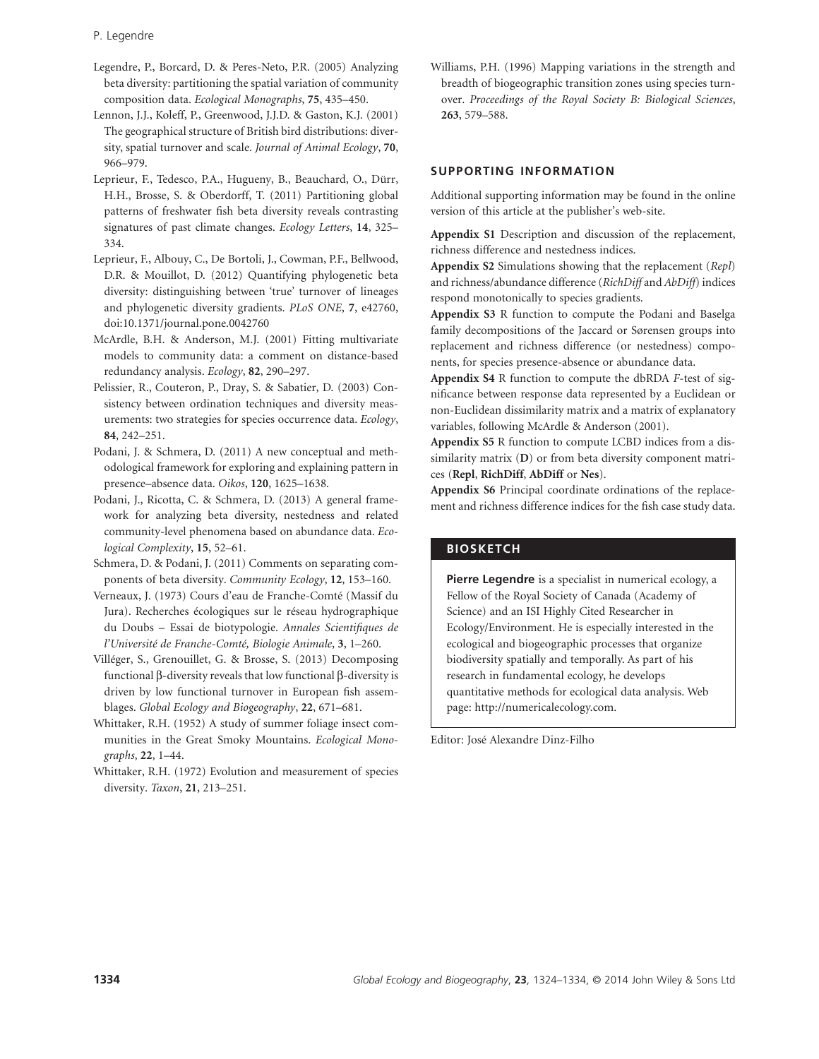Legendre, P., Borcard, D. & Peres-Neto, P.R. (2005) Analyzing beta diversity: partitioning the spatial variation of community composition data. *Ecological Monographs*, **75**, 435–450.

Lennon, J.J., Koleff, P., Greenwood, J.J.D. & Gaston, K.J. (2001) The geographical structure of British bird distributions: diversity, spatial turnover and scale. *Journal of Animal Ecology*, **70**, 966–979.

Leprieur, F., Tedesco, P.A., Hugueny, B., Beauchard, O., Dürr, H.H., Brosse, S. & Oberdorff, T. (2011) Partitioning global patterns of freshwater fish beta diversity reveals contrasting signatures of past climate changes. *Ecology Letters*, **14**, 325–334.

Leprieur, F., Albouy, C., De Bortoli, J., Cowman, P.F., Bellwood, D.R. & Mouillot, D. (2012) Quantifying phylogenetic beta diversity: distinguishing between 'true' turnover of lineages and phylogenetic diversity gradients. *PLoS ONE*, **7**, e42760, doi:10.1371/journal.pone.0042760

McArdle, B.H. & Anderson, M.J. (2001) Fitting multivariate models to community data: a comment on distance-based redundancy analysis. *Ecology*, **82**, 290–297.

Pelissier, R., Couteron, P., Dray, S. & Sabatier, D. (2003) Consistency between ordination techniques and diversity measurements: two strategies for species occurrence data. *Ecology*, **84**, 242–251.

Podani, J. & Schmera, D. (2011) A new conceptual and methodological framework for exploring and explaining pattern in presence–absence data. *Oikos*, **120**, 1625–1638.

Podani, J., Ricotta, C. & Schmera, D. (2013) A general framework for analyzing beta diversity, nestedness and related community-level phenomena based on abundance data. *Ecological Complexity*, **15**, 52–61.

Schmera, D. & Podani, J. (2011) Comments on separating components of beta diversity. *Community Ecology*, **12**, 153–160.

Verneaux, J. (1973) Cours d'eau de Franche-Comté (Massif du Jura). Recherches écologiques sur le réseau hydrographique du Doubs – Essai de biotypologie. *Annales Scientifiques de l'Université de Franche-Comté, Biologie Animale*, **3**, 1–260.

Villéger, S., Grenouillet, G. & Brosse, S. (2013) Decomposing functional β-diversity reveals that low functional β-diversity is driven by low functional turnover in European fish assemblages. *Global Ecology and Biogeography*, **22**, 671–681.

Whittaker, R.H. (1952) A study of summer foliage insect communities in the Great Smoky Mountains. *Ecological Monographs*, **22**, 1–44.

Whittaker, R.H. (1972) Evolution and measurement of species diversity. *Taxon*, **21**, 213–251.

Williams, P.H. (1996) Mapping variations in the strength and breadth of biogeographic transition zones using species turnover. *Proceedings of the Royal Society B: Biological Sciences*, **263**, 579–588.

## SUPPORTING INFORMATION

Additional supporting information may be found in the online version of this article at the publisher's web-site.

**Appendix S1** Description and discussion of the replacement, richness difference and nestedness indices.

**Appendix S2** Simulations showing that the replacement (*Repl*) and richness/abundance difference (*RichDiff* and *AbDiff*) indices respond monotonically to species gradients.

**Appendix S3** R function to compute the Podani and Baselga family decompositions of the Jaccard or Sørensen groups into replacement and richness difference (or nestedness) components, for species presence-absence or abundance data.

**Appendix S4** R function to compute the dbRDA *F*-test of significance between response data represented by a Euclidean or non-Euclidean dissimilarity matrix and a matrix of explanatory variables, following McArdle & Anderson (2001).

**Appendix S5** R function to compute LCBD indices from a dissimilarity matrix (**D**) or from beta diversity component matrices (**Repl**, **RichDiff**, **AbDiff** or **Nes**).

**Appendix S6** Principal coordinate ordinations of the replacement and richness difference indices for the fish case study data.

## BIOSKETCH

**Pierre Legendre** is a specialist in numerical ecology, a Fellow of the Royal Society of Canada (Academy of Science) and an ISI Highly Cited Researcher in Ecology/Environment. He is especially interested in the ecological and biogeographic processes that organize biodiversity spatially and temporally. As part of his research in fundamental ecology, he develops quantitative methods for ecological data analysis. Web page: http://numericalecology.com.

Editor: José Alexandre Dinz-Filho